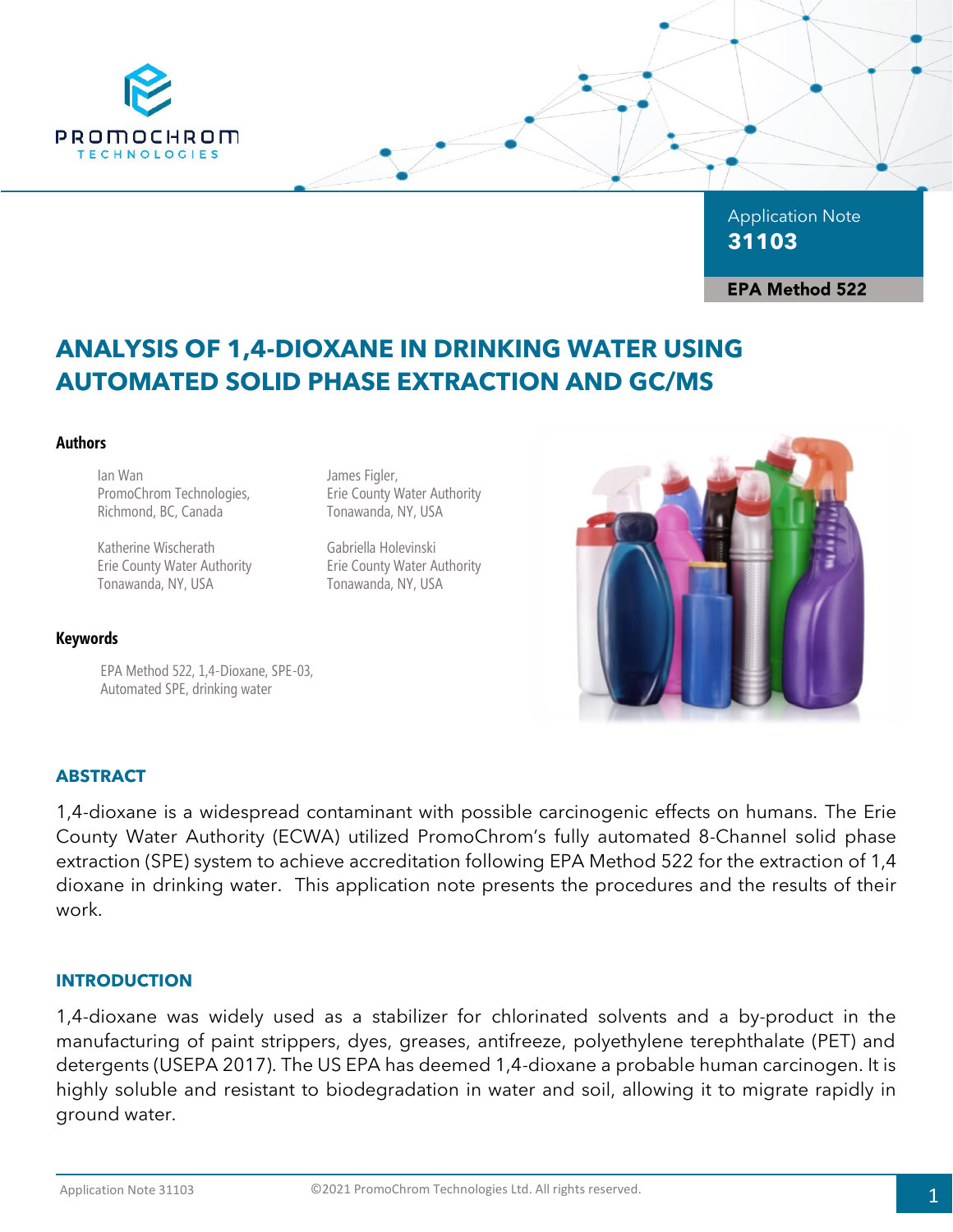Application Note
**31103**

**EPA Method 522**

# ANALYSIS OF 1,4-DIOXANE IN DRINKING WATER USING AUTOMATED SOLID PHASE EXTRACTION AND GC/MS

### Authors

Ian Wan
PromoChrom Technologies,
Richmond, BC, Canada

James Figler,
Erie County Water Authority
Tonawanda, NY, USA

Katherine Wischerath
Erie County Water Authority
Tonawanda, NY, USA

Gabriella Holevinski
Erie County Water Authority
Tonawanda, NY, USA

### Keywords

EPA Method 522, 1,4-Dioxane, SPE-03, Automated SPE, drinking water

## ABSTRACT

1,4-dioxane is a widespread contaminant with possible carcinogenic effects on humans. The Erie County Water Authority (ECWA) utilized PromoChrom's fully automated 8-Channel solid phase extraction (SPE) system to achieve accreditation following EPA Method 522 for the extraction of 1,4 dioxane in drinking water. This application note presents the procedures and the results of their work.

## INTRODUCTION

1,4-dioxane was widely used as a stabilizer for chlorinated solvents and a by-product in the manufacturing of paint strippers, dyes, greases, antifreeze, polyethylene terephthalate (PET) and detergents (USEPA 2017). The US EPA has deemed 1,4-dioxane a probable human carcinogen. It is highly soluble and resistant to biodegradation in water and soil, allowing it to migrate rapidly in ground water.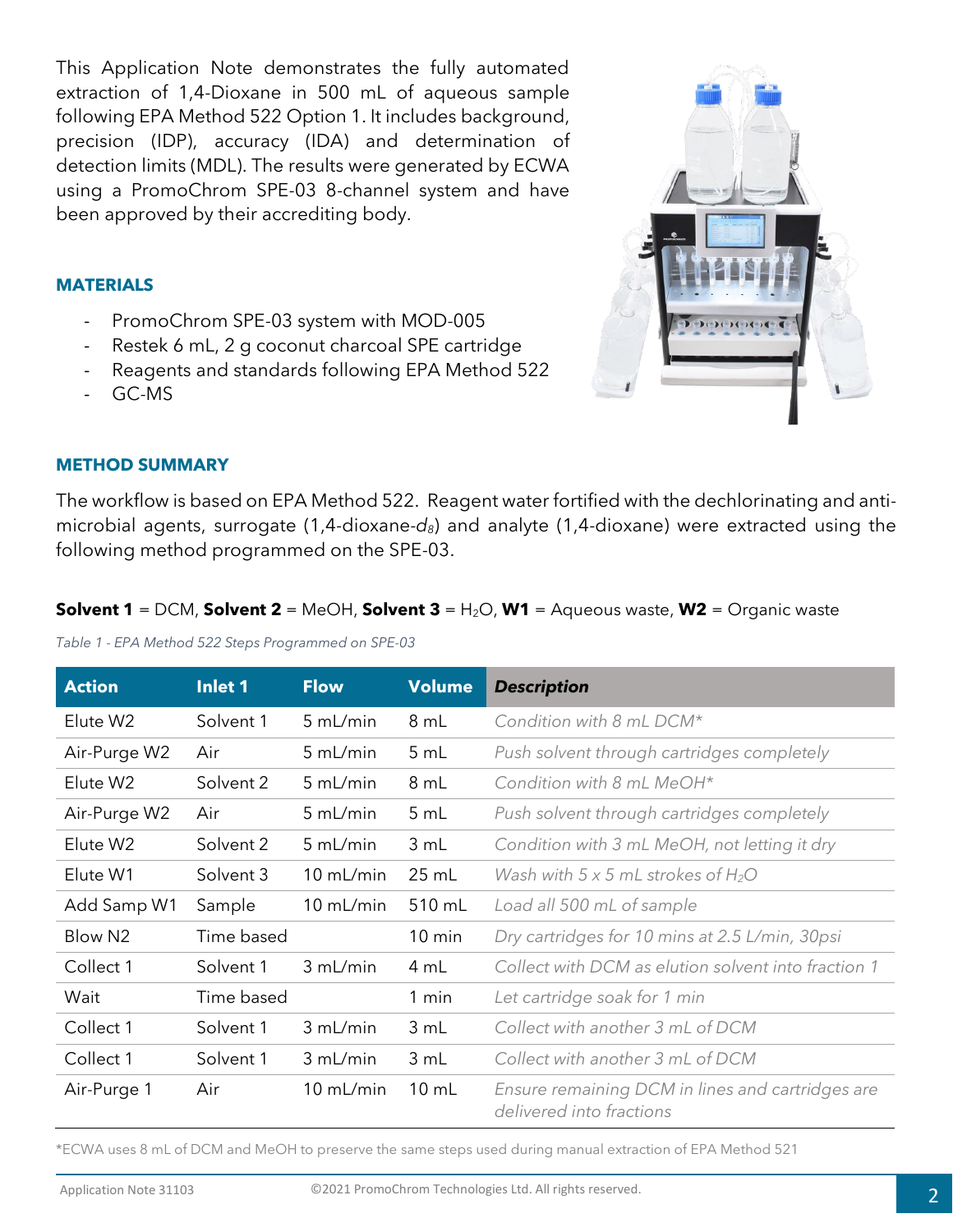This Application Note demonstrates the fully automated extraction of 1,4-Dioxane in 500 mL of aqueous sample following EPA Method 522 Option 1. It includes background, precision (IDP), accuracy (IDA) and determination of detection limits (MDL). The results were generated by ECWA using a PromoChrom SPE-03 8-channel system and have been approved by their accrediting body.

### MATERIALS

- PromoChrom SPE-03 system with MOD-005
- Restek 6 mL, 2 g coconut charcoal SPE cartridge
- Reagents and standards following EPA Method 522
- GC-MS

### METHOD SUMMARY

The workflow is based on EPA Method 522. Reagent water fortified with the dechlorinating and anti-microbial agents, surrogate (1,4-dioxane-*d₈*) and analyte (1,4-dioxane) were extracted using the following method programmed on the SPE-03.

**Solvent 1** = DCM, **Solvent 2** = MeOH, **Solvent 3** = $H_2O$, **W1** = Aqueous waste, **W2** = Organic waste

*Table 1 - EPA Method 522 Steps Programmed on SPE-03*

| Action | Inlet 1 | Flow | Volume | *Description* |
|---|---|---|---|---|
| Elute W2 | Solvent 1 | 5 mL/min | 8 mL | *Condition with 8 mL DCM** |
| Air-Purge W2 | Air | 5 mL/min | 5 mL | *Push solvent through cartridges completely* |
| Elute W2 | Solvent 2 | 5 mL/min | 8 mL | *Condition with 8 mL MeOH** |
| Air-Purge W2 | Air | 5 mL/min | 5 mL | *Push solvent through cartridges completely* |
| Elute W2 | Solvent 2 | 5 mL/min | 3 mL | *Condition with 3 mL MeOH, not letting it dry* |
| Elute W1 | Solvent 3 | 10 mL/min | 25 mL | *Wash with 5 x 5 mL strokes of $H_2O$* |
| Add Samp W1 | Sample | 10 mL/min | 510 mL | *Load all 500 mL of sample* |
| Blow N2 | Time based | | 10 min | *Dry cartridges for 10 mins at 2.5 L/min, 30psi* |
| Collect 1 | Solvent 1 | 3 mL/min | 4 mL | *Collect with DCM as elution solvent into fraction 1* |
| Wait | Time based | | 1 min | *Let cartridge soak for 1 min* |
| Collect 1 | Solvent 1 | 3 mL/min | 3 mL | *Collect with another 3 mL of DCM* |
| Collect 1 | Solvent 1 | 3 mL/min | 3 mL | *Collect with another 3 mL of DCM* |
| Air-Purge 1 | Air | 10 mL/min | 10 mL | *Ensure remaining DCM in lines and cartridges are delivered into fractions* |

*ECWA uses 8 mL of DCM and MeOH to preserve the same steps used during manual extraction of EPA Method 521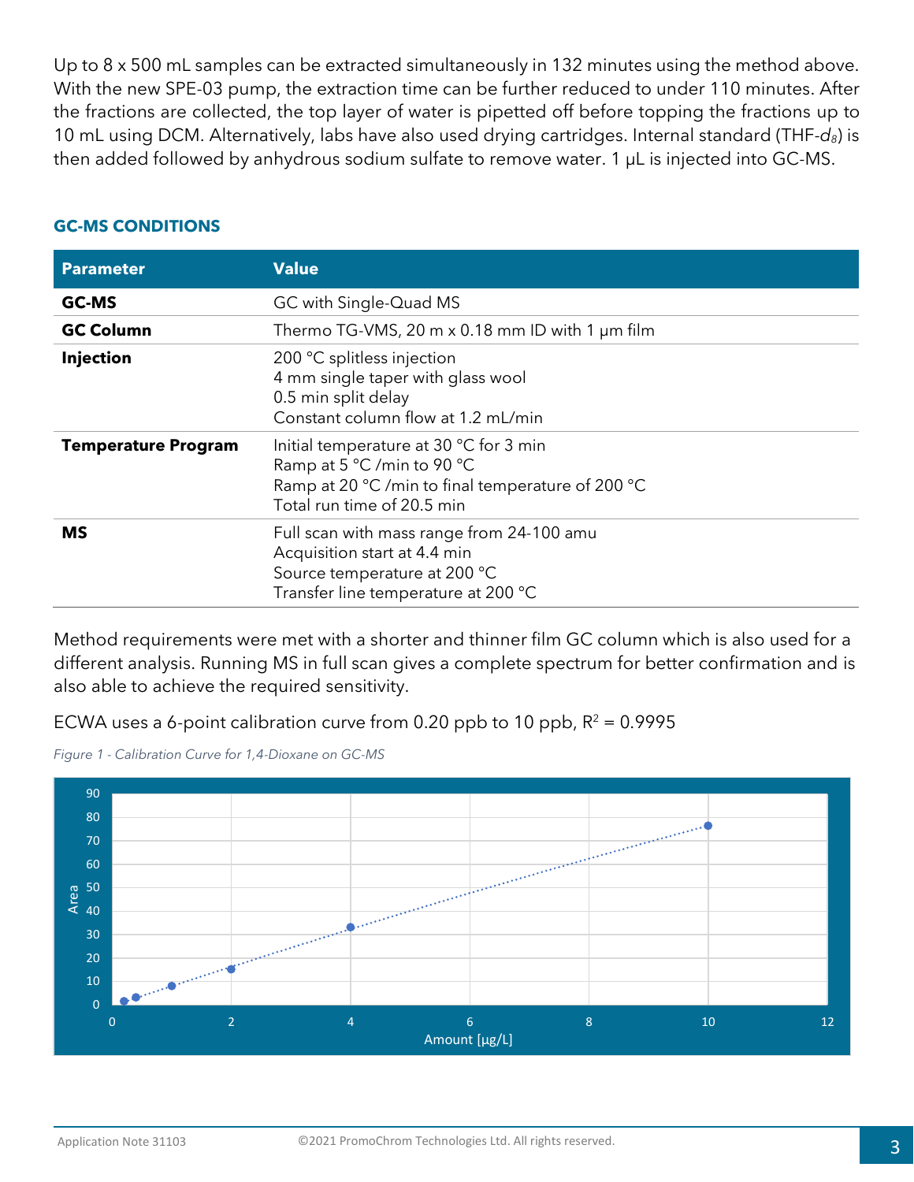Up to 8 x 500 mL samples can be extracted simultaneously in 132 minutes using the method above. With the new SPE-03 pump, the extraction time can be further reduced to under 110 minutes. After the fractions are collected, the top layer of water is pipetted off before topping the fractions up to 10 mL using DCM. Alternatively, labs have also used drying cartridges. Internal standard (THF-$d_8$) is then added followed by anhydrous sodium sulfate to remove water. 1 µL is injected into GC-MS.

### GC-MS CONDITIONS

| Parameter | Value |
|---|---|
| **GC-MS** | GC with Single-Quad MS |
| **GC Column** | Thermo TG-VMS, 20 m x 0.18 mm ID with 1 µm film |
| **Injection** | 200 °C splitless injection<br>4 mm single taper with glass wool<br>0.5 min split delay<br>Constant column flow at 1.2 mL/min |
| **Temperature Program** | Initial temperature at 30 °C for 3 min<br>Ramp at 5 °C /min to 90 °C<br>Ramp at 20 °C /min to final temperature of 200 °C<br>Total run time of 20.5 min |
| **MS** | Full scan with mass range from 24-100 amu<br>Acquisition start at 4.4 min<br>Source temperature at 200 °C<br>Transfer line temperature at 200 °C |

Method requirements were met with a shorter and thinner film GC column which is also used for a different analysis. Running MS in full scan gives a complete spectrum for better confirmation and is also able to achieve the required sensitivity.

ECWA uses a 6-point calibration curve from 0.20 ppb to 10 ppb, $R^2 = 0.9995$

*Figure 1 - Calibration Curve for 1,4-Dioxane on GC-MS*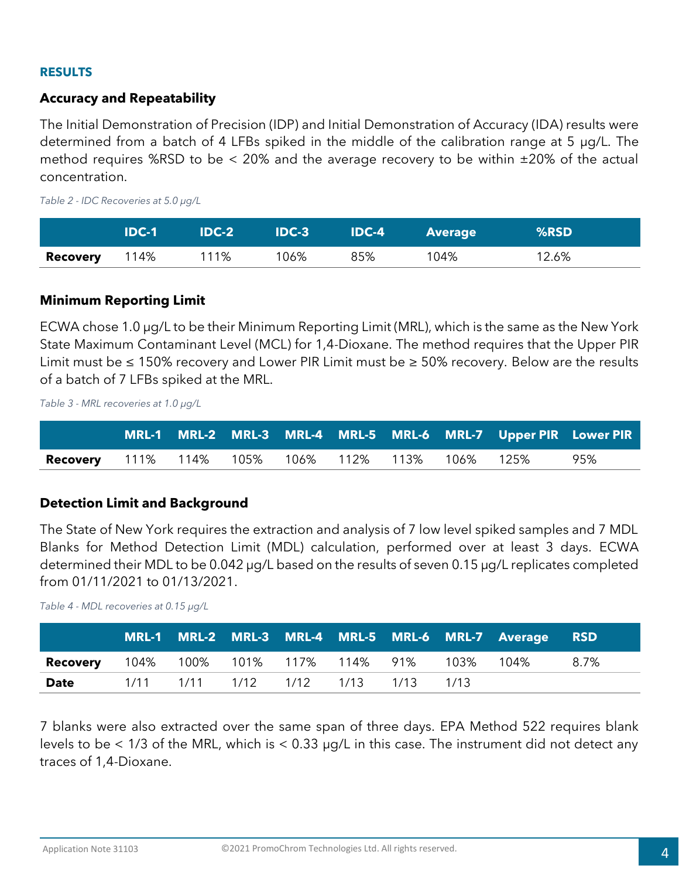## RESULTS

### Accuracy and Repeatability

The Initial Demonstration of Precision (IDP) and Initial Demonstration of Accuracy (IDA) results were determined from a batch of 4 LFBs spiked in the middle of the calibration range at 5 µg/L. The method requires %RSD to be < 20% and the average recovery to be within ±20% of the actual concentration.

*Table 2 - IDC Recoveries at 5.0 µg/L*

| | IDC-1 | IDC-2 | IDC-3 | IDC-4 | Average | %RSD |
|---|---|---|---|---|---|---|
| **Recovery** | 114% | 111% | 106% | 85% | 104% | 12.6% |

### Minimum Reporting Limit

ECWA chose 1.0 µg/L to be their Minimum Reporting Limit (MRL), which is the same as the New York State Maximum Contaminant Level (MCL) for 1,4-Dioxane. The method requires that the Upper PIR Limit must be ≤ 150% recovery and Lower PIR Limit must be ≥ 50% recovery. Below are the results of a batch of 7 LFBs spiked at the MRL.

*Table 3 - MRL recoveries at 1.0 µg/L*

| | MRL-1 | MRL-2 | MRL-3 | MRL-4 | MRL-5 | MRL-6 | MRL-7 | Upper PIR | Lower PIR |
|---|---|---|---|---|---|---|---|---|---|
| **Recovery** | 111% | 114% | 105% | 106% | 112% | 113% | 106% | 125% | 95% |

### Detection Limit and Background

The State of New York requires the extraction and analysis of 7 low level spiked samples and 7 MDL Blanks for Method Detection Limit (MDL) calculation, performed over at least 3 days. ECWA determined their MDL to be 0.042 µg/L based on the results of seven 0.15 µg/L replicates completed from 01/11/2021 to 01/13/2021.

*Table 4 - MDL recoveries at 0.15 µg/L*

| | MRL-1 | MRL-2 | MRL-3 | MRL-4 | MRL-5 | MRL-6 | MRL-7 | Average | RSD |
|---|---|---|---|---|---|---|---|---|---|
| **Recovery** | 104% | 100% | 101% | 117% | 114% | 91% | 103% | 104% | 8.7% |
| **Date** | 1/11 | 1/11 | 1/12 | 1/12 | 1/13 | 1/13 | 1/13 | | |

7 blanks were also extracted over the same span of three days. EPA Method 522 requires blank levels to be < 1/3 of the MRL, which is < 0.33 µg/L in this case. The instrument did not detect any traces of 1,4-Dioxane.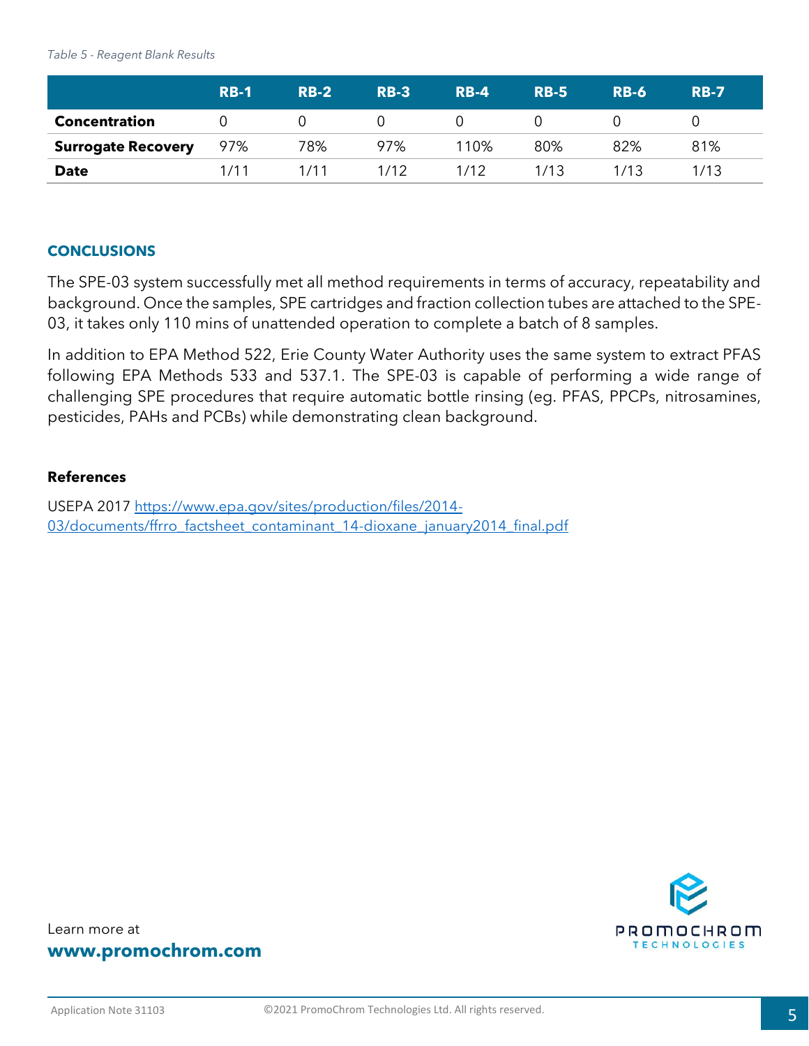*Table 5 - Reagent Blank Results*

| | RB-1 | RB-2 | RB-3 | RB-4 | RB-5 | RB-6 | RB-7 |
|---|---|---|---|---|---|---|---|
| **Concentration** | 0 | 0 | 0 | 0 | 0 | 0 | 0 |
| **Surrogate Recovery** | 97% | 78% | 97% | 110% | 80% | 82% | 81% |
| **Date** | 1/11 | 1/11 | 1/12 | 1/12 | 1/13 | 1/13 | 1/13 |

## CONCLUSIONS

The SPE-03 system successfully met all method requirements in terms of accuracy, repeatability and background. Once the samples, SPE cartridges and fraction collection tubes are attached to the SPE-03, it takes only 110 mins of unattended operation to complete a batch of 8 samples.

In addition to EPA Method 522, Erie County Water Authority uses the same system to extract PFAS following EPA Methods 533 and 537.1. The SPE-03 is capable of performing a wide range of challenging SPE procedures that require automatic bottle rinsing (eg. PFAS, PPCPs, nitrosamines, pesticides, PAHs and PCBs) while demonstrating clean background.

### References

USEPA 2017 https://www.epa.gov/sites/production/files/2014-03/documents/ffrro_factsheet_contaminant_14-dioxane_january2014_final.pdf

Learn more at
**www.promochrom.com**

PROMOCHROM TECHNOLOGIES